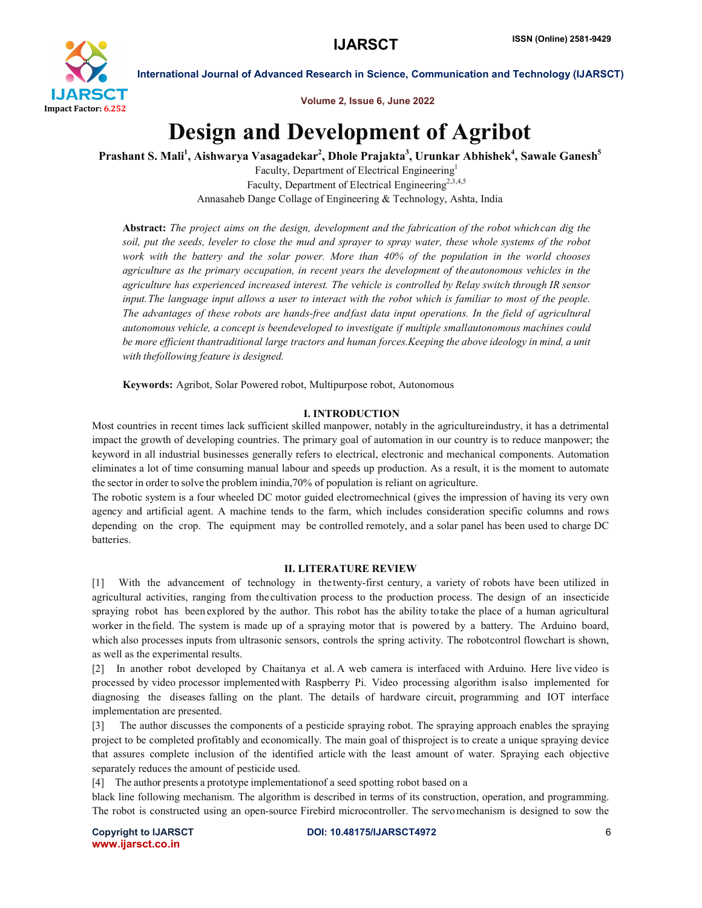# Design and Development of Agribot

**Prashant S. Mali[1], Aishwarya Vasagadekar[2], Dhole Prajakta[3], Urunkar Abhishek[4], Sawale Ganesh[5]**

Faculty, Department of Electrical Engineering[1]
Faculty, Department of Electrical Engineering[2,3,4,5]
Annasaheb Dange Collage of Engineering & Technology, Ashta, India

**Abstract:** *The project aims on the design, development and the fabrication of the robot whichcan dig the soil, put the seeds, leveler to close the mud and sprayer to spray water, these whole systems of the robot work with the battery and the solar power. More than 40% of the population in the world chooses agriculture as the primary occupation, in recent years the development of theautonomous vehicles in the agriculture has experienced increased interest. The vehicle is controlled by Relay switch through IR sensor input.The language input allows a user to interact with the robot which is familiar to most of the people. The advantages of these robots are hands-free andfast data input operations. In the field of agricultural autonomous vehicle, a concept is beendeveloped to investigate if multiple smallautonomous machines could be more efficient thantraditional large tractors and human forces.Keeping the above ideology in mind, a unit with thefollowing feature is designed.*

**Keywords:** Agribot, Solar Powered robot, Multipurpose robot, Autonomous

## I. INTRODUCTION

Most countries in recent times lack sufficient skilled manpower, notably in the agricultureindustry, it has a detrimental impact the growth of developing countries. The primary goal of automation in our country is to reduce manpower; the keyword in all industrial businesses generally refers to electrical, electronic and mechanical components. Automation eliminates a lot of time consuming manual labour and speeds up production. As a result, it is the moment to automate the sector in order to solve the problem inindia,70% of population is reliant on agriculture.

The robotic system is a four wheeled DC motor guided electromechnical (gives the impression of having its very own agency and artificial agent. A machine tends to the farm, which includes consideration specific columns and rows depending on the crop. The equipment may be controlled remotely, and a solar panel has been used to charge DC batteries.

## II. LITERATURE REVIEW

[1] With the advancement of technology in thetwenty-first century, a variety of robots have been utilized in agricultural activities, ranging from thecultivation process to the production process. The design of an insecticide spraying robot has beenexplored by the author. This robot has the ability totake the place of a human agricultural worker in thefield. The system is made up of a spraying motor that is powered by a battery. The Arduino board, which also processes inputs from ultrasonic sensors, controls the spring activity. The robotcontrol flowchart is shown, as well as the experimental results.

[2] In another robot developed by Chaitanya et al. A web camera is interfaced with Arduino. Here live video is processed by video processor implementedwith Raspberry Pi. Video processing algorithm isalso implemented for diagnosing the diseases falling on the plant. The details of hardware circuit, programming and IOT interface implementation are presented.

[3] The author discusses the components of a pesticide spraying robot. The spraying approach enables the spraying project to be completed profitably and economically. The main goal of thisproject is to create a unique spraying device that assures complete inclusion of the identified article with the least amount of water. Spraying each objective separately reduces the amount of pesticide used.

[4] The author presents a prototype implementationof a seed spotting robot based on a black line following mechanism. The algorithm is described in terms of its construction, operation, and programming. The robot is constructed using an open-source Firebird microcontroller. The servomechanism is designed to sow the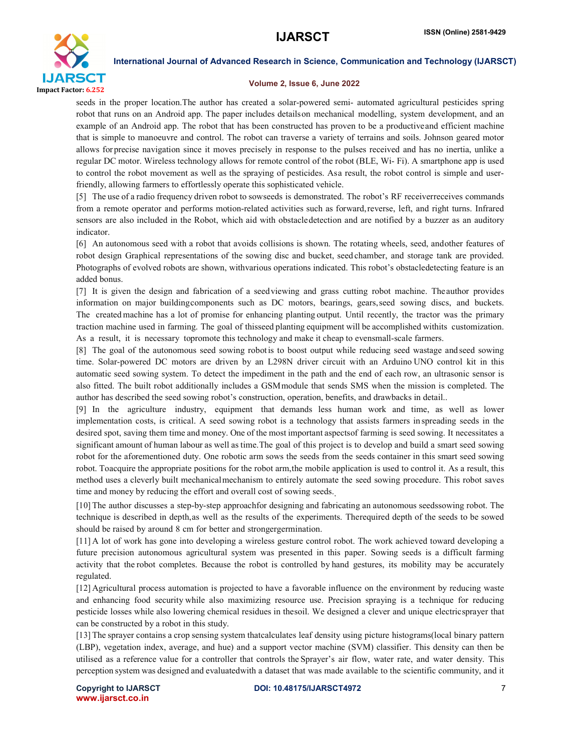seeds in the proper location.The author has created a solar-powered semi- automated agricultural pesticides spring robot that runs on an Android app. The paper includes detailson mechanical modelling, system development, and an example of an Android app. The robot that has been constructed has proven to be a productiveand efficient machine that is simple to manoeuvre and control. The robot can traverse a variety of terrains and soils. Johnson geared motor allows forprecise navigation since it moves precisely in response to the pulses received and has no inertia, unlike a regular DC motor. Wireless technology allows for remote control of the robot (BLE, Wi- Fi). A smartphone app is used to control the robot movement as well as the spraying of pesticides. Asa result, the robot control is simple and user-friendly, allowing farmers to effortlessly operate this sophisticated vehicle.

[5] The use of a radio frequency driven robot to sowseeds is demonstrated. The robot's RF receiverreceives commands from a remote operator and performs motion-related activities such as forward,reverse, left, and right turns. Infrared sensors are also included in the Robot, which aid with obstacledetection and are notified by a buzzer as an auditory indicator.

[6] An autonomous seed with a robot that avoids collisions is shown. The rotating wheels, seed, andother features of robot design Graphical representations of the sowing disc and bucket, seedchamber, and storage tank are provided. Photographs of evolved robots are shown, withvarious operations indicated. This robot's obstacledetecting feature is an added bonus.

[7] It is given the design and fabrication of a seedviewing and grass cutting robot machine. Theauthor provides information on major buildingcomponents such as DC motors, bearings, gears,seed sowing discs, and buckets. The created machine has a lot of promise for enhancing planting output. Until recently, the tractor was the primary traction machine used in farming. The goal of thisseed planting equipment will be accomplished withits customization. As a result, it is necessary topromote this technology and make it cheap to evensmall-scale farmers.

[8] The goal of the autonomous seed sowing robotis to boost output while reducing seed wastage andseed sowing time. Solar-powered DC motors are driven by an L298N driver circuit with an Arduino UNO control kit in this automatic seed sowing system. To detect the impediment in the path and the end of each row, an ultrasonic sensor is also fitted. The built robot additionally includes a GSMmodule that sends SMS when the mission is completed. The author has described the seed sowing robot's construction, operation, benefits, and drawbacks in detail..

[9] In the agriculture industry, equipment that demands less human work and time, as well as lower implementation costs, is critical. A seed sowing robot is a technology that assists farmers in spreading seeds in the desired spot, saving them time and money. One of the most important aspectsof farming is seed sowing. It necessitates a significant amount of human labour as well as time.The goal of this project is to develop and build a smart seed sowing robot for the aforementioned duty. One robotic arm sows the seeds from the seeds container in this smart seed sowing robot. Toacquire the appropriate positions for the robot arm,the mobile application is used to control it. As a result, this method uses a cleverly built mechanicalmechanism to entirely automate the seed sowing procedure. This robot saves time and money by reducing the effort and overall cost of sowing seeds.

[10] The author discusses a step-by-step approachfor designing and fabricating an autonomous seedssowing robot. The technique is described in depth,as well as the results of the experiments. Therequired depth of the seeds to be sowed should be raised by around 8 cm for better and strongergermination.

[11] A lot of work has gone into developing a wireless gesture control robot. The work achieved toward developing a future precision autonomous agricultural system was presented in this paper. Sowing seeds is a difficult farming activity that the robot completes. Because the robot is controlled by hand gestures, its mobility may be accurately regulated.

[12] Agricultural process automation is projected to have a favorable influence on the environment by reducing waste and enhancing food security while also maximizing resource use. Precision spraying is a technique for reducing pesticide losses while also lowering chemical residues in thesoil. We designed a clever and unique electricsprayer that can be constructed by a robot in this study.

[13] The sprayer contains a crop sensing system thatcalculates leaf density using picture histograms(local binary pattern (LBP), vegetation index, average, and hue) and a support vector machine (SVM) classifier. This density can then be utilised as a reference value for a controller that controls the Sprayer's air flow, water rate, and water density. This perception system was designed and evaluatedwith a dataset that was made available to the scientific community, and it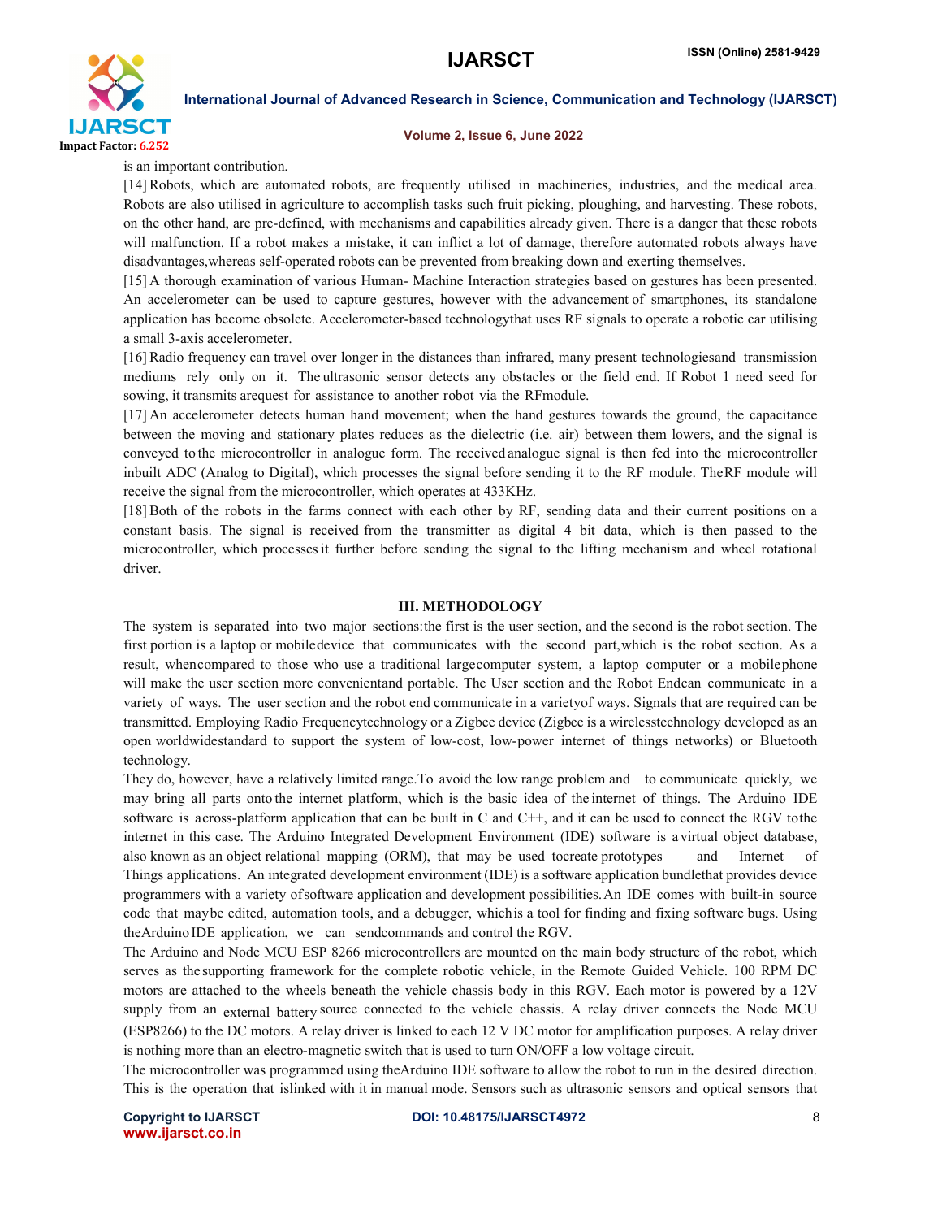is an important contribution.

[14] Robots, which are automated robots, are frequently utilised in machineries, industries, and the medical area. Robots are also utilised in agriculture to accomplish tasks such fruit picking, ploughing, and harvesting. These robots, on the other hand, are pre-defined, with mechanisms and capabilities already given. There is a danger that these robots will malfunction. If a robot makes a mistake, it can inflict a lot of damage, therefore automated robots always have disadvantages,whereas self-operated robots can be prevented from breaking down and exerting themselves.

[15] A thorough examination of various Human- Machine Interaction strategies based on gestures has been presented. An accelerometer can be used to capture gestures, however with the advancement of smartphones, its standalone application has become obsolete. Accelerometer-based technologythat uses RF signals to operate a robotic car utilising a small 3-axis accelerometer.

[16] Radio frequency can travel over longer in the distances than infrared, many present technologiesand transmission mediums rely only on it. The ultrasonic sensor detects any obstacles or the field end. If Robot 1 need seed for sowing, it transmits arequest for assistance to another robot via the RFmodule.

[17] An accelerometer detects human hand movement; when the hand gestures towards the ground, the capacitance between the moving and stationary plates reduces as the dielectric (i.e. air) between them lowers, and the signal is conveyed to the microcontroller in analogue form. The received analogue signal is then fed into the microcontroller inbuilt ADC (Analog to Digital), which processes the signal before sending it to the RF module. TheRF module will receive the signal from the microcontroller, which operates at 433KHz.

[18] Both of the robots in the farms connect with each other by RF, sending data and their current positions on a constant basis. The signal is received from the transmitter as digital 4 bit data, which is then passed to the microcontroller, which processes it further before sending the signal to the lifting mechanism and wheel rotational driver.

## III. METHODOLOGY

The system is separated into two major sections:the first is the user section, and the second is the robot section. The first portion is a laptop or mobiledevice that communicates with the second part,which is the robot section. As a result, whencompared to those who use a traditional largecomputer system, a laptop computer or a mobilephone will make the user section more convenientand portable. The User section and the Robot Endcan communicate in a variety of ways. The user section and the robot end communicate in a varietyof ways. Signals that are required can be transmitted. Employing Radio Frequencytechnology or a Zigbee device (Zigbee is a wirelesstechnology developed as an open worldwidestandard to support the system of low-cost, low-power internet of things networks) or Bluetooth technology.

They do, however, have a relatively limited range.To avoid the low range problem and to communicate quickly, we may bring all parts onto the internet platform, which is the basic idea of the internet of things. The Arduino IDE software is across-platform application that can be built in C and C++, and it can be used to connect the RGV tothe internet in this case. The Arduino Integrated Development Environment (IDE) software is a virtual object database, also known as an object relational mapping (ORM), that may be used tocreate prototypes and Internet of Things applications. An integrated development environment (IDE) is a software application bundlethat provides device programmers with a variety ofsoftware application and development possibilities. An IDE comes with built-in source code that maybe edited, automation tools, and a debugger, whichis a tool for finding and fixing software bugs. Using theArduino IDE application, we can sendcommands and control the RGV.

The Arduino and Node MCU ESP 8266 microcontrollers are mounted on the main body structure of the robot, which serves as the supporting framework for the complete robotic vehicle, in the Remote Guided Vehicle. 100 RPM DC motors are attached to the wheels beneath the vehicle chassis body in this RGV. Each motor is powered by a 12V supply from an external battery source connected to the vehicle chassis. A relay driver connects the Node MCU (ESP8266) to the DC motors. A relay driver is linked to each 12 V DC motor for amplification purposes. A relay driver is nothing more than an electro-magnetic switch that is used to turn ON/OFF a low voltage circuit.

The microcontroller was programmed using theArduino IDE software to allow the robot to run in the desired direction. This is the operation that islinked with it in manual mode. Sensors such as ultrasonic sensors and optical sensors that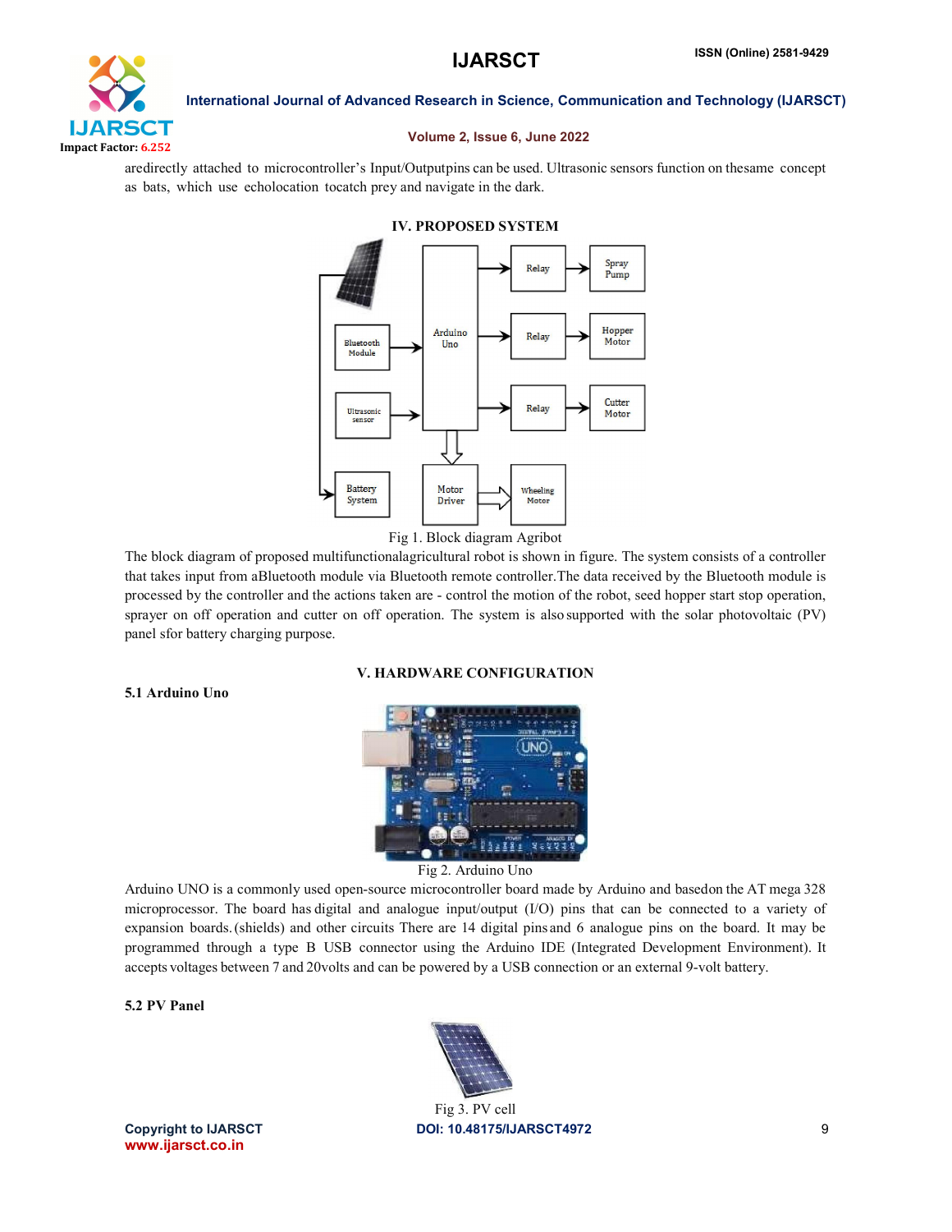aredirectly attached to microcontroller's Input/Outputpins can be used. Ultrasonic sensors function on thesame concept as bats, which use echolocation tocatch prey and navigate in the dark.

## IV. PROPOSED SYSTEM

Fig 1. Block diagram Agribot

The block diagram of proposed multifunctionalagricultural robot is shown in figure. The system consists of a controller that takes input from aBluetooth module via Bluetooth remote controller.The data received by the Bluetooth module is processed by the controller and the actions taken are - control the motion of the robot, seed hopper start stop operation, sprayer on off operation and cutter on off operation. The system is also supported with the solar photovoltaic (PV) panel sfor battery charging purpose.

## V. HARDWARE CONFIGURATION

### 5.1 Arduino Uno

Fig 2. Arduino Uno

Arduino UNO is a commonly used open-source microcontroller board made by Arduino and basedon the AT mega 328 microprocessor. The board has digital and analogue input/output (I/O) pins that can be connected to a variety of expansion boards. (shields) and other circuits There are 14 digital pins and 6 analogue pins on the board. It may be programmed through a type B USB connector using the Arduino IDE (Integrated Development Environment). It accepts voltages between 7 and 20volts and can be powered by a USB connection or an external 9-volt battery.

### 5.2 PV Panel

Fig 3. PV cell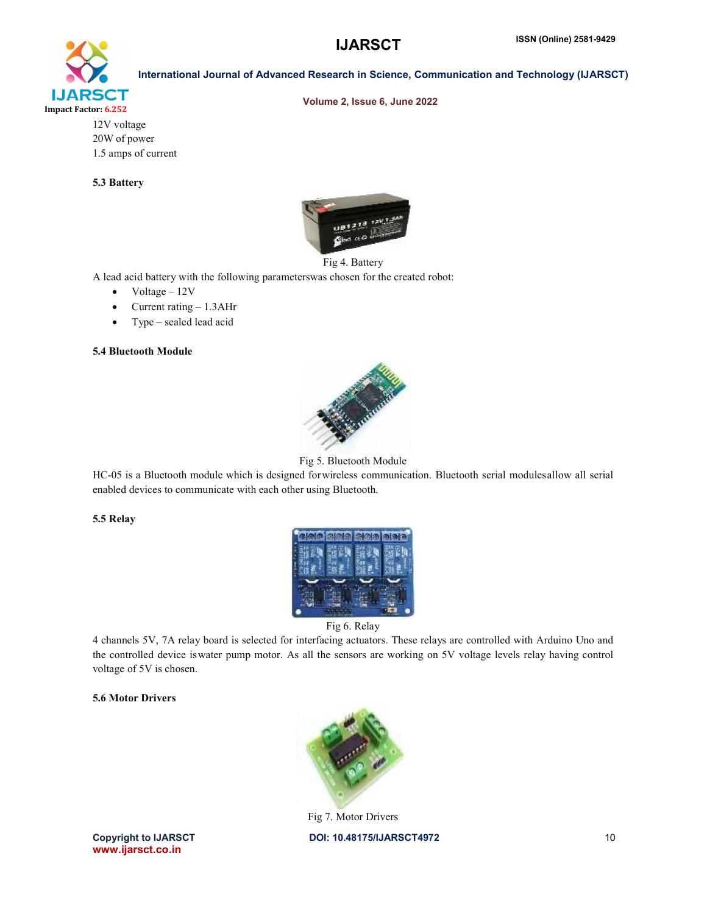12V voltage
20W of power
1.5 amps of current

### 5.3 Battery

Fig 4. Battery

A lead acid battery with the following parameterswas chosen for the created robot:

- Voltage – 12V
- Current rating – 1.3AHr
- Type – sealed lead acid

### 5.4 Bluetooth Module

Fig 5. Bluetooth Module

HC-05 is a Bluetooth module which is designed forwireless communication. Bluetooth serial modulesallow all serial enabled devices to communicate with each other using Bluetooth.

### 5.5 Relay

Fig 6. Relay

4 channels 5V, 7A relay board is selected for interfacing actuators. These relays are controlled with Arduino Uno and the controlled device iswater pump motor. As all the sensors are working on 5V voltage levels relay having control voltage of 5V is chosen.

### 5.6 Motor Drivers

Fig 7. Motor Drivers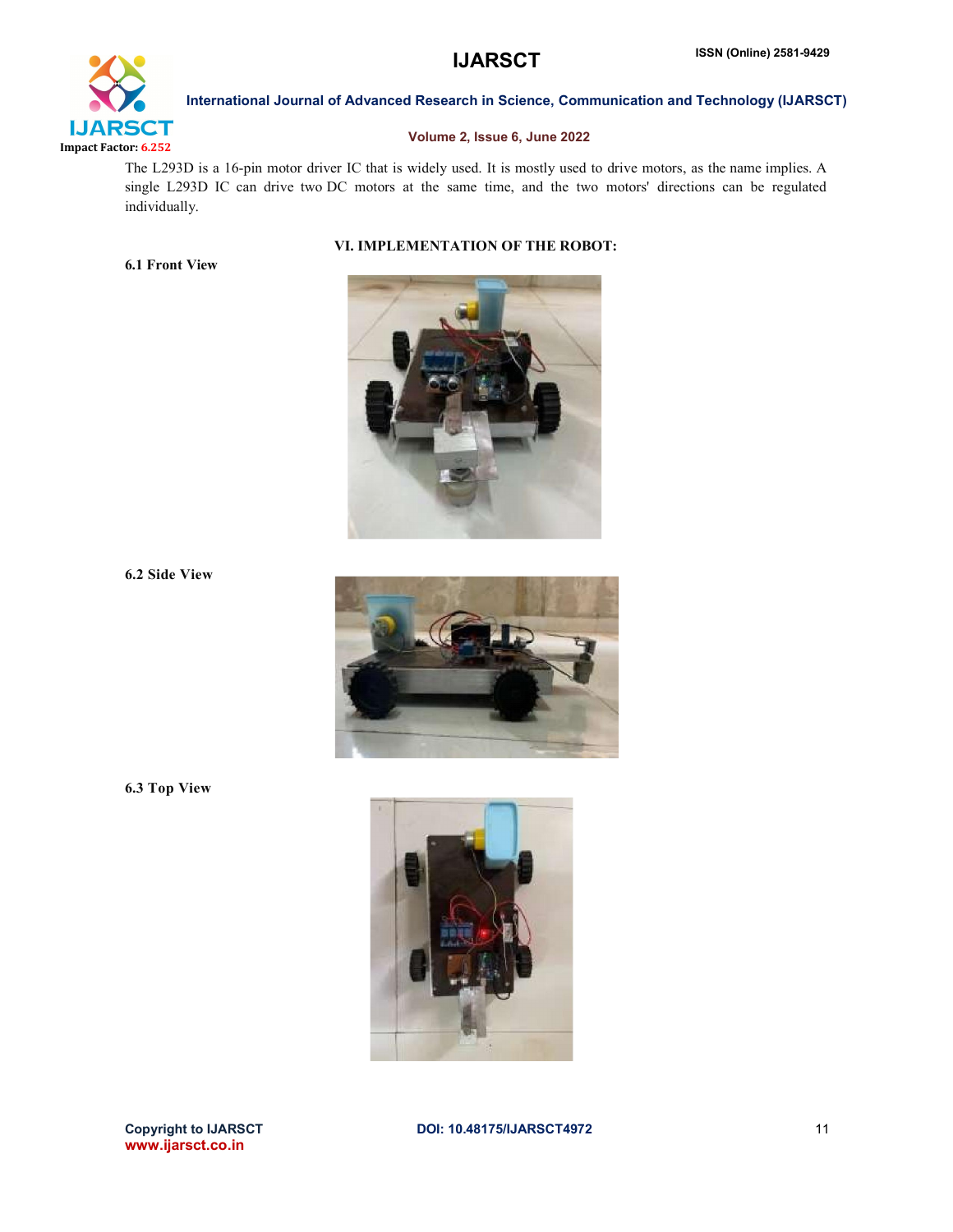The L293D is a 16-pin motor driver IC that is widely used. It is mostly used to drive motors, as the name implies. A single L293D IC can drive two DC motors at the same time, and the two motors' directions can be regulated individually.

## VI. IMPLEMENTATION OF THE ROBOT:

### 6.1 Front View

### 6.2 Side View

### 6.3 Top View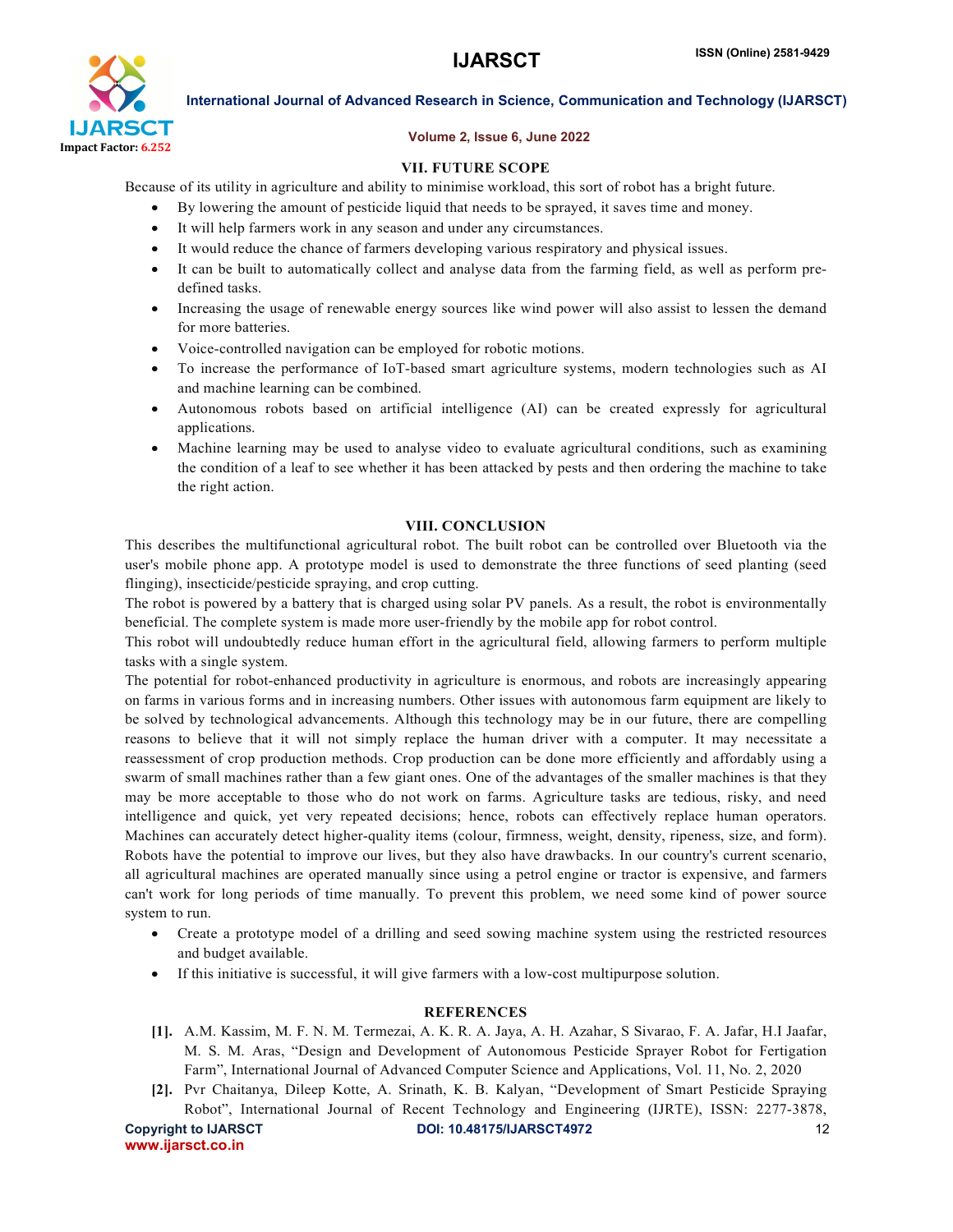## VII. FUTURE SCOPE

Because of its utility in agriculture and ability to minimise workload, this sort of robot has a bright future.

- By lowering the amount of pesticide liquid that needs to be sprayed, it saves time and money.
- It will help farmers work in any season and under any circumstances.
- It would reduce the chance of farmers developing various respiratory and physical issues.
- It can be built to automatically collect and analyse data from the farming field, as well as perform pre-defined tasks.
- Increasing the usage of renewable energy sources like wind power will also assist to lessen the demand for more batteries.
- Voice-controlled navigation can be employed for robotic motions.
- To increase the performance of IoT-based smart agriculture systems, modern technologies such as AI and machine learning can be combined.
- Autonomous robots based on artificial intelligence (AI) can be created expressly for agricultural applications.
- Machine learning may be used to analyse video to evaluate agricultural conditions, such as examining the condition of a leaf to see whether it has been attacked by pests and then ordering the machine to take the right action.

## VIII. CONCLUSION

This describes the multifunctional agricultural robot. The built robot can be controlled over Bluetooth via the user's mobile phone app. A prototype model is used to demonstrate the three functions of seed planting (seed flinging), insecticide/pesticide spraying, and crop cutting.

The robot is powered by a battery that is charged using solar PV panels. As a result, the robot is environmentally beneficial. The complete system is made more user-friendly by the mobile app for robot control.

This robot will undoubtedly reduce human effort in the agricultural field, allowing farmers to perform multiple tasks with a single system.

The potential for robot-enhanced productivity in agriculture is enormous, and robots are increasingly appearing on farms in various forms and in increasing numbers. Other issues with autonomous farm equipment are likely to be solved by technological advancements. Although this technology may be in our future, there are compelling reasons to believe that it will not simply replace the human driver with a computer. It may necessitate a reassessment of crop production methods. Crop production can be done more efficiently and affordably using a swarm of small machines rather than a few giant ones. One of the advantages of the smaller machines is that they may be more acceptable to those who do not work on farms. Agriculture tasks are tedious, risky, and need intelligence and quick, yet very repeated decisions; hence, robots can effectively replace human operators. Machines can accurately detect higher-quality items (colour, firmness, weight, density, ripeness, size, and form). Robots have the potential to improve our lives, but they also have drawbacks. In our country's current scenario, all agricultural machines are operated manually since using a petrol engine or tractor is expensive, and farmers can't work for long periods of time manually. To prevent this problem, we need some kind of power source system to run.

- Create a prototype model of a drilling and seed sowing machine system using the restricted resources and budget available.
- If this initiative is successful, it will give farmers with a low-cost multipurpose solution.

## REFERENCES

[1]. A.M. Kassim, M. F. N. M. Termezai, A. K. R. A. Jaya, A. H. Azahar, S Sivarao, F. A. Jafar, H.I Jaafar, M. S. M. Aras, "Design and Development of Autonomous Pesticide Sprayer Robot for Fertigation Farm", International Journal of Advanced Computer Science and Applications, Vol. 11, No. 2, 2020

[2]. Pvr Chaitanya, Dileep Kotte, A. Srinath, K. B. Kalyan, "Development of Smart Pesticide Spraying Robot", International Journal of Recent Technology and Engineering (IJRTE), ISSN: 2277-3878,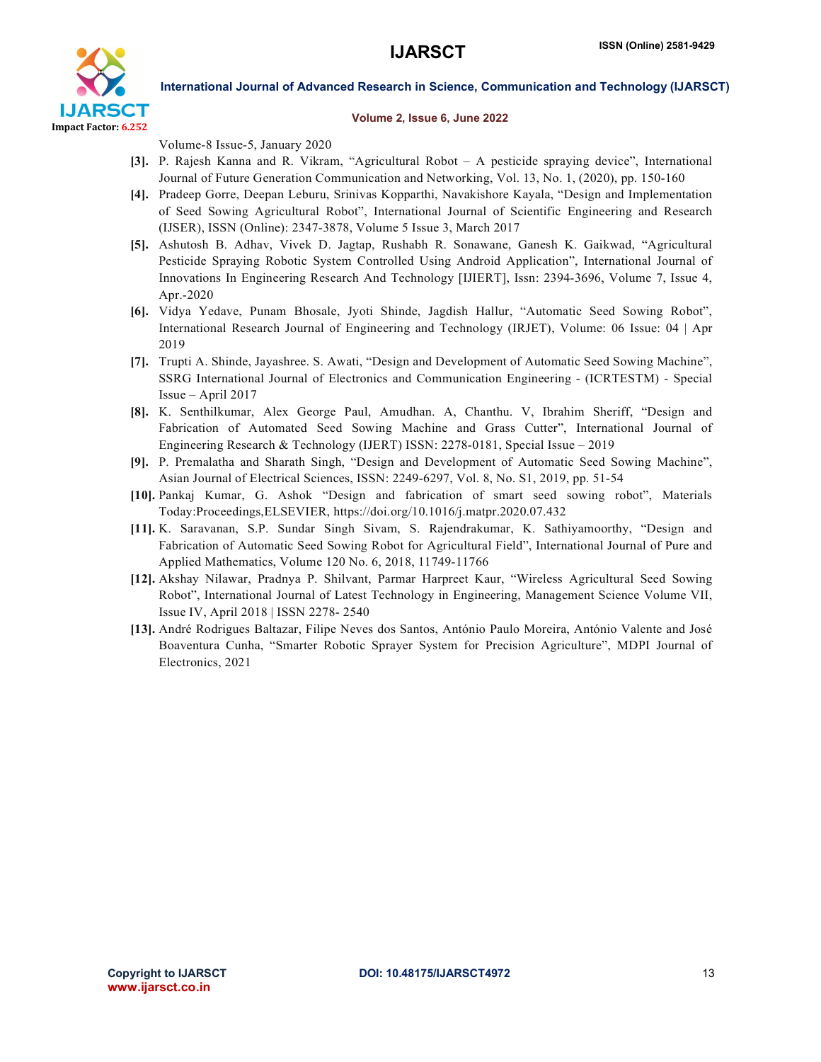Volume-8 Issue-5, January 2020

[3]. P. Rajesh Kanna and R. Vikram, "Agricultural Robot – A pesticide spraying device", International Journal of Future Generation Communication and Networking, Vol. 13, No. 1, (2020), pp. 150-160

[4]. Pradeep Gorre, Deepan Leburu, Srinivas Kopparthi, Navakishore Kayala, "Design and Implementation of Seed Sowing Agricultural Robot", International Journal of Scientific Engineering and Research (IJSER), ISSN (Online): 2347-3878, Volume 5 Issue 3, March 2017

[5]. Ashutosh B. Adhav, Vivek D. Jagtap, Rushabh R. Sonawane, Ganesh K. Gaikwad, "Agricultural Pesticide Spraying Robotic System Controlled Using Android Application", International Journal of Innovations In Engineering Research And Technology [IJIERT], Issn: 2394-3696, Volume 7, Issue 4, Apr.-2020

[6]. Vidya Yedave, Punam Bhosale, Jyoti Shinde, Jagdish Hallur, "Automatic Seed Sowing Robot", International Research Journal of Engineering and Technology (IRJET), Volume: 06 Issue: 04 | Apr 2019

[7]. Trupti A. Shinde, Jayashree. S. Awati, "Design and Development of Automatic Seed Sowing Machine", SSRG International Journal of Electronics and Communication Engineering - (ICRTESTM) - Special Issue – April 2017

[8]. K. Senthilkumar, Alex George Paul, Amudhan. A, Chanthu. V, Ibrahim Sheriff, "Design and Fabrication of Automated Seed Sowing Machine and Grass Cutter", International Journal of Engineering Research & Technology (IJERT) ISSN: 2278-0181, Special Issue – 2019

[9]. P. Premalatha and Sharath Singh, "Design and Development of Automatic Seed Sowing Machine", Asian Journal of Electrical Sciences, ISSN: 2249-6297, Vol. 8, No. S1, 2019, pp. 51-54

[10]. Pankaj Kumar, G. Ashok "Design and fabrication of smart seed sowing robot", Materials Today:Proceedings,ELSEVIER, https://doi.org/10.1016/j.matpr.2020.07.432

[11]. K. Saravanan, S.P. Sundar Singh Sivam, S. Rajendrakumar, K. Sathiyamoorthy, "Design and Fabrication of Automatic Seed Sowing Robot for Agricultural Field", International Journal of Pure and Applied Mathematics, Volume 120 No. 6, 2018, 11749-11766

[12]. Akshay Nilawar, Pradnya P. Shilvant, Parmar Harpreet Kaur, "Wireless Agricultural Seed Sowing Robot", International Journal of Latest Technology in Engineering, Management Science Volume VII, Issue IV, April 2018 | ISSN 2278- 2540

[13]. André Rodrigues Baltazar, Filipe Neves dos Santos, António Paulo Moreira, António Valente and José Boaventura Cunha, "Smarter Robotic Sprayer System for Precision Agriculture", MDPI Journal of Electronics, 2021